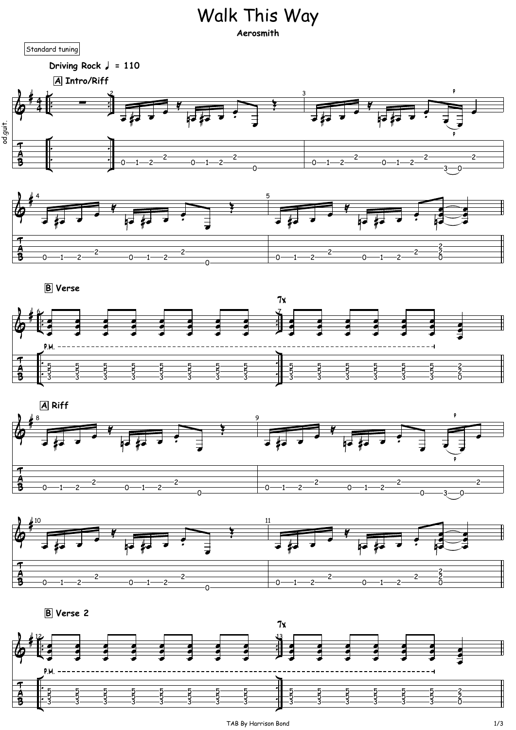# Walk This Way

**Aerosmith**

Standard tuning

**Driving Rock ♩ = 110**

**A Intro/Riff**

**B Verse**

7x

P.M.

**A Riff**

**B Verse 2**

7x

P.M.

TAB By Harrison Bond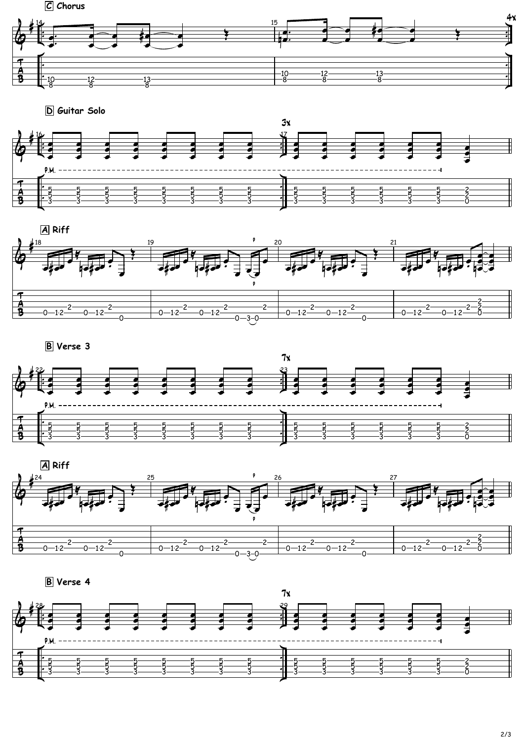## C Chorus

4x

## D Guitar Solo

3x

P.M.

## A Riff

## B Verse 3

7x

P.M.

## A Riff

## B Verse 4

7x

P.M.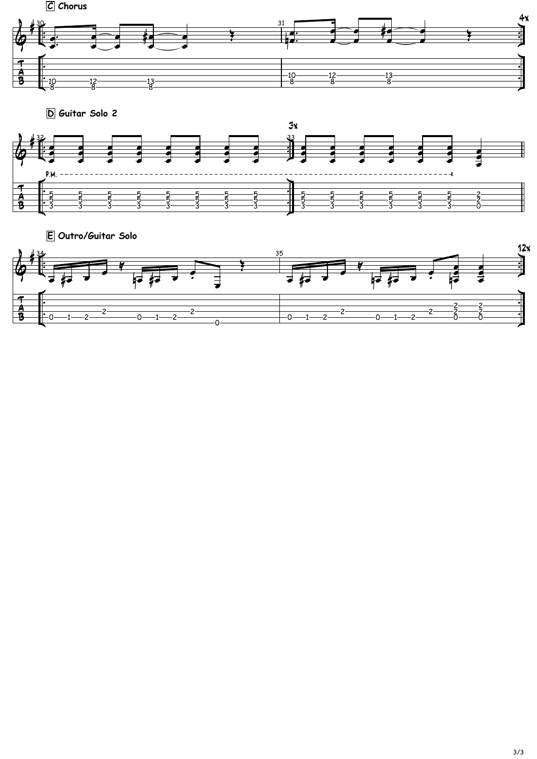C Chorus

D Guitar Solo 2

E Outro/Guitar Solo